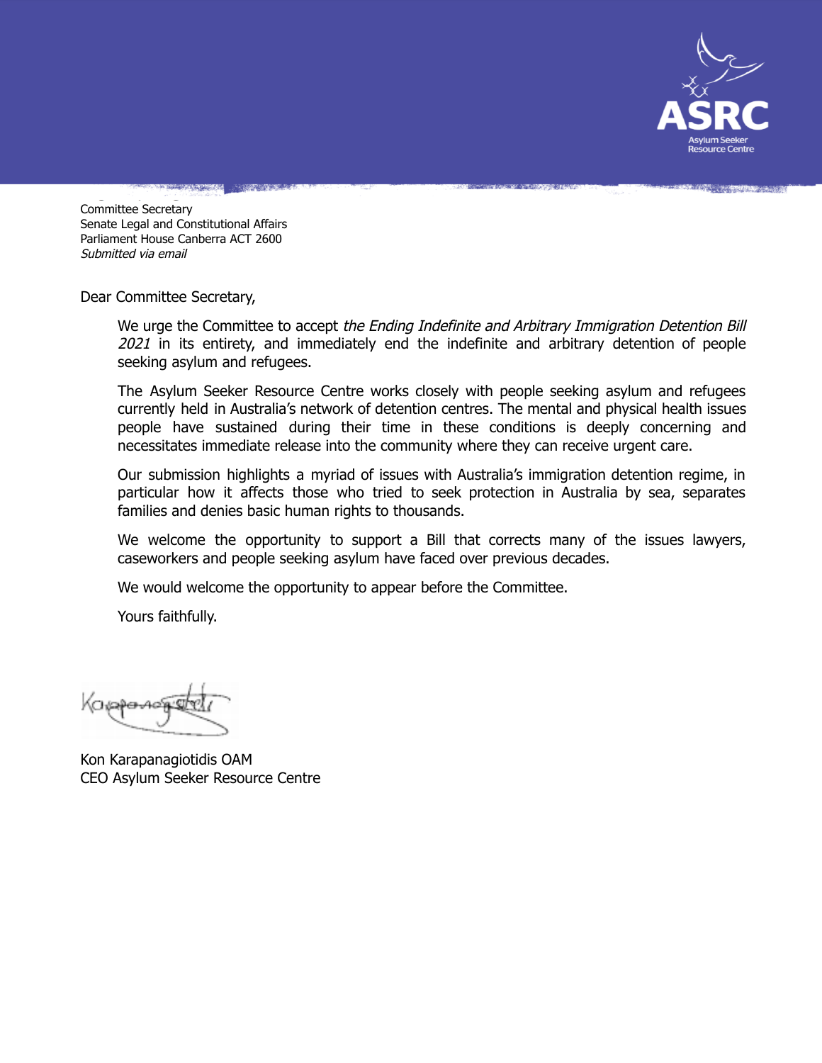Committee Secretary
Senate Legal and Constitutional Affairs
Parliament House Canberra ACT 2600
*Submitted via email*

Dear Committee Secretary,

We urge the Committee to accept *the Ending Indefinite and Arbitrary Immigration Detention Bill 2021* in its entirety, and immediately end the indefinite and arbitrary detention of people seeking asylum and refugees.

The Asylum Seeker Resource Centre works closely with people seeking asylum and refugees currently held in Australia's network of detention centres. The mental and physical health issues people have sustained during their time in these conditions is deeply concerning and necessitates immediate release into the community where they can receive urgent care.

Our submission highlights a myriad of issues with Australia's immigration detention regime, in particular how it affects those who tried to seek protection in Australia by sea, separates families and denies basic human rights to thousands.

We welcome the opportunity to support a Bill that corrects many of the issues lawyers, caseworkers and people seeking asylum have faced over previous decades.

We would welcome the opportunity to appear before the Committee.

Yours faithfully.

Kon Karapanagiotidis OAM
CEO Asylum Seeker Resource Centre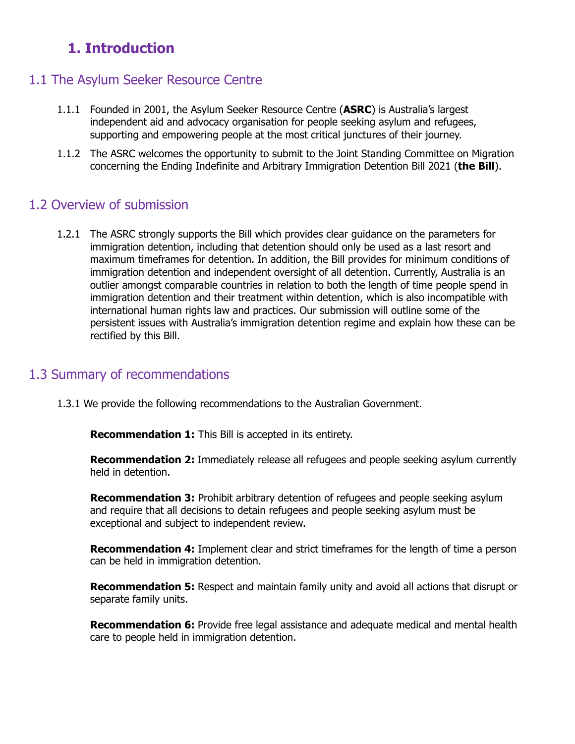# 1. Introduction

## 1.1 The Asylum Seeker Resource Centre

1.1.1 Founded in 2001, the Asylum Seeker Resource Centre (**ASRC**) is Australia's largest independent aid and advocacy organisation for people seeking asylum and refugees, supporting and empowering people at the most critical junctures of their journey.

1.1.2 The ASRC welcomes the opportunity to submit to the Joint Standing Committee on Migration concerning the Ending Indefinite and Arbitrary Immigration Detention Bill 2021 (**the Bill**).

## 1.2 Overview of submission

1.2.1 The ASRC strongly supports the Bill which provides clear guidance on the parameters for immigration detention, including that detention should only be used as a last resort and maximum timeframes for detention. In addition, the Bill provides for minimum conditions of immigration detention and independent oversight of all detention. Currently, Australia is an outlier amongst comparable countries in relation to both the length of time people spend in immigration detention and their treatment within detention, which is also incompatible with international human rights law and practices. Our submission will outline some of the persistent issues with Australia's immigration detention regime and explain how these can be rectified by this Bill.

## 1.3 Summary of recommendations

1.3.1 We provide the following recommendations to the Australian Government.

**Recommendation 1:** This Bill is accepted in its entirety.

**Recommendation 2:** Immediately release all refugees and people seeking asylum currently held in detention.

**Recommendation 3:** Prohibit arbitrary detention of refugees and people seeking asylum and require that all decisions to detain refugees and people seeking asylum must be exceptional and subject to independent review.

**Recommendation 4:** Implement clear and strict timeframes for the length of time a person can be held in immigration detention.

**Recommendation 5:** Respect and maintain family unity and avoid all actions that disrupt or separate family units.

**Recommendation 6:** Provide free legal assistance and adequate medical and mental health care to people held in immigration detention.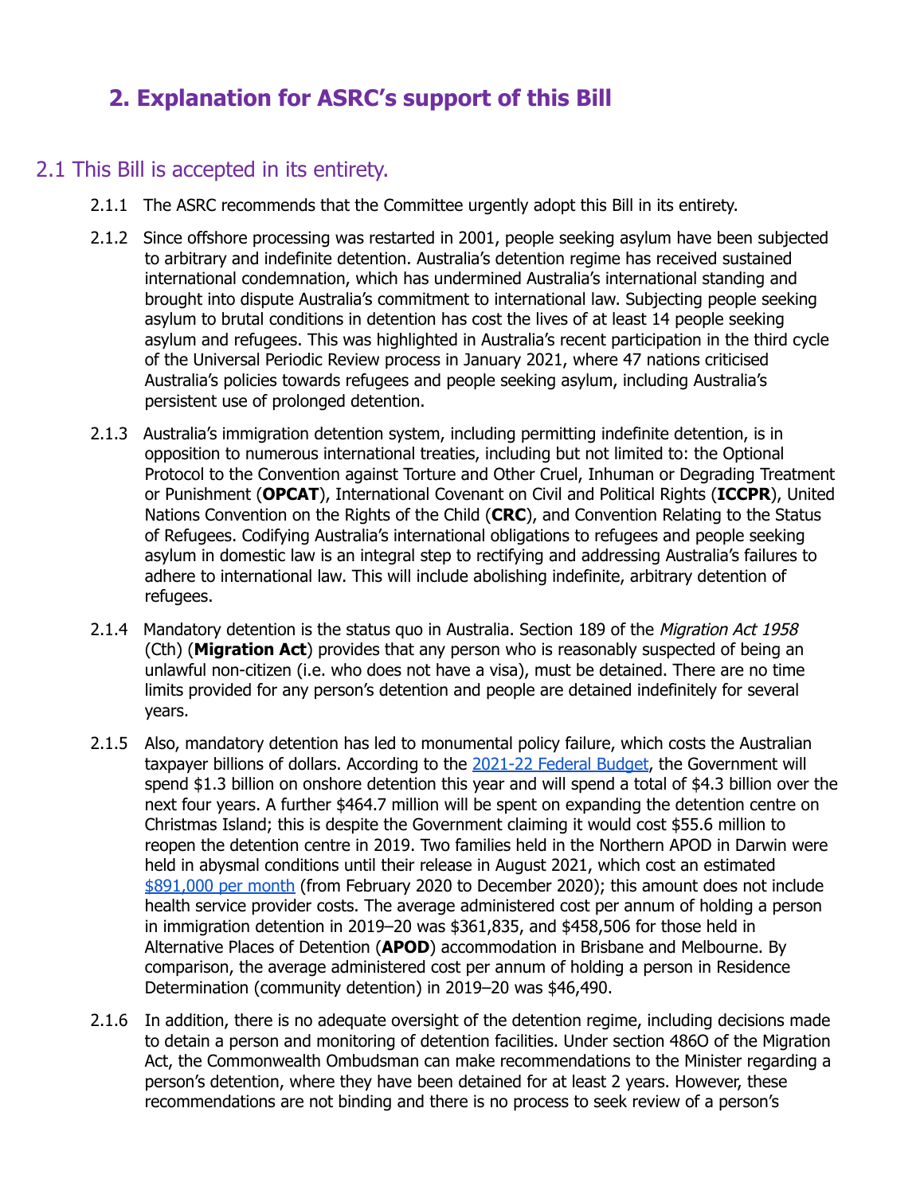# 2. Explanation for ASRC's support of this Bill

## 2.1 This Bill is accepted in its entirety.

2.1.1 The ASRC recommends that the Committee urgently adopt this Bill in its entirety.

2.1.2 Since offshore processing was restarted in 2001, people seeking asylum have been subjected to arbitrary and indefinite detention. Australia's detention regime has received sustained international condemnation, which has undermined Australia's international standing and brought into dispute Australia's commitment to international law. Subjecting people seeking asylum to brutal conditions in detention has cost the lives of at least 14 people seeking asylum and refugees. This was highlighted in Australia's recent participation in the third cycle of the Universal Periodic Review process in January 2021, where 47 nations criticised Australia's policies towards refugees and people seeking asylum, including Australia's persistent use of prolonged detention.

2.1.3 Australia's immigration detention system, including permitting indefinite detention, is in opposition to numerous international treaties, including but not limited to: the Optional Protocol to the Convention against Torture and Other Cruel, Inhuman or Degrading Treatment or Punishment (**OPCAT**), International Covenant on Civil and Political Rights (**ICCPR**), United Nations Convention on the Rights of the Child (**CRC**), and Convention Relating to the Status of Refugees. Codifying Australia's international obligations to refugees and people seeking asylum in domestic law is an integral step to rectifying and addressing Australia's failures to adhere to international law. This will include abolishing indefinite, arbitrary detention of refugees.

2.1.4 Mandatory detention is the status quo in Australia. Section 189 of the *Migration Act 1958* (Cth) (**Migration Act**) provides that any person who is reasonably suspected of being an unlawful non-citizen (i.e. who does not have a visa), must be detained. There are no time limits provided for any person's detention and people are detained indefinitely for several years.

2.1.5 Also, mandatory detention has led to monumental policy failure, which costs the Australian taxpayer billions of dollars. According to the [2021-22 Federal Budget](), the Government will spend $1.3 billion on onshore detention this year and will spend a total of $4.3 billion over the next four years. A further $464.7 million will be spent on expanding the detention centre on Christmas Island; this is despite the Government claiming it would cost $55.6 million to reopen the detention centre in 2019. Two families held in the Northern APOD in Darwin were held in abysmal conditions until their release in August 2021, which cost an estimated [$891,000 per month]() (from February 2020 to December 2020); this amount does not include health service provider costs. The average administered cost per annum of holding a person in immigration detention in 2019–20 was $361,835, and $458,506 for those held in Alternative Places of Detention (**APOD**) accommodation in Brisbane and Melbourne. By comparison, the average administered cost per annum of holding a person in Residence Determination (community detention) in 2019–20 was $46,490.

2.1.6 In addition, there is no adequate oversight of the detention regime, including decisions made to detain a person and monitoring of detention facilities. Under section 486O of the Migration Act, the Commonwealth Ombudsman can make recommendations to the Minister regarding a person's detention, where they have been detained for at least 2 years. However, these recommendations are not binding and there is no process to seek review of a person's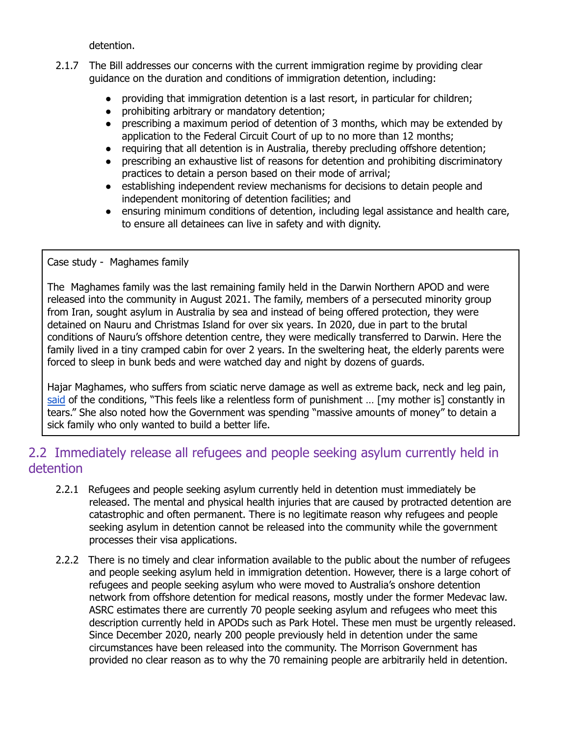detention.

2.1.7 The Bill addresses our concerns with the current immigration regime by providing clear guidance on the duration and conditions of immigration detention, including:

- providing that immigration detention is a last resort, in particular for children;
- prohibiting arbitrary or mandatory detention;
- prescribing a maximum period of detention of 3 months, which may be extended by application to the Federal Circuit Court of up to no more than 12 months;
- requiring that all detention is in Australia, thereby precluding offshore detention;
- prescribing an exhaustive list of reasons for detention and prohibiting discriminatory practices to detain a person based on their mode of arrival;
- establishing independent review mechanisms for decisions to detain people and independent monitoring of detention facilities; and
- ensuring minimum conditions of detention, including legal assistance and health care, to ensure all detainees can live in safety and with dignity.

> Case study - Maghames family
>
> The Maghames family was the last remaining family held in the Darwin Northern APOD and were released into the community in August 2021. The family, members of a persecuted minority group from Iran, sought asylum in Australia by sea and instead of being offered protection, they were detained on Nauru and Christmas Island for over six years. In 2020, due in part to the brutal conditions of Nauru's offshore detention centre, they were medically transferred to Darwin. Here the family lived in a tiny cramped cabin for over 2 years. In the sweltering heat, the elderly parents were forced to sleep in bunk beds and were watched day and night by dozens of guards.
>
> Hajar Maghames, who suffers from sciatic nerve damage as well as extreme back, neck and leg pain, said of the conditions, "This feels like a relentless form of punishment … [my mother is] constantly in tears." She also noted how the Government was spending "massive amounts of money" to detain a sick family who only wanted to build a better life.

## 2.2 Immediately release all refugees and people seeking asylum currently held in detention

2.2.1 Refugees and people seeking asylum currently held in detention must immediately be released. The mental and physical health injuries that are caused by protracted detention are catastrophic and often permanent. There is no legitimate reason why refugees and people seeking asylum in detention cannot be released into the community while the government processes their visa applications.

2.2.2 There is no timely and clear information available to the public about the number of refugees and people seeking asylum held in immigration detention. However, there is a large cohort of refugees and people seeking asylum who were moved to Australia's onshore detention network from offshore detention for medical reasons, mostly under the former Medevac law. ASRC estimates there are currently 70 people seeking asylum and refugees who meet this description currently held in APODs such as Park Hotel. These men must be urgently released. Since December 2020, nearly 200 people previously held in detention under the same circumstances have been released into the community. The Morrison Government has provided no clear reason as to why the 70 remaining people are arbitrarily held in detention.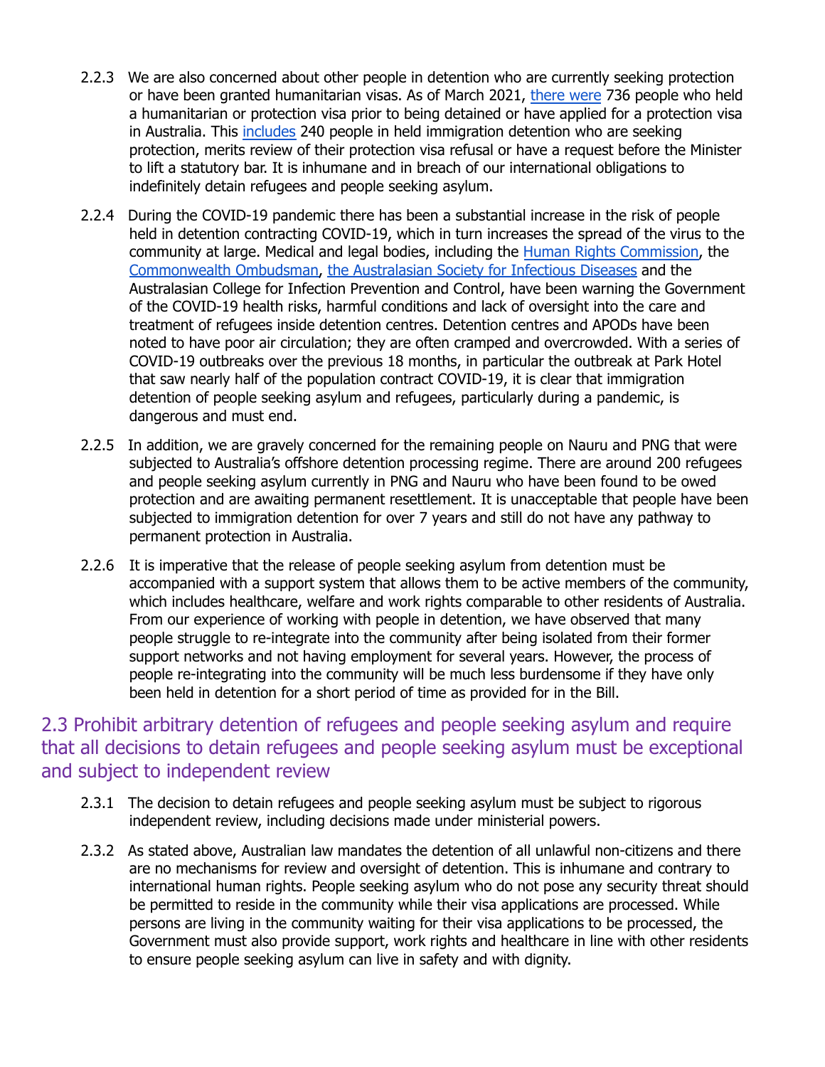2.2.3 We are also concerned about other people in detention who are currently seeking protection or have been granted humanitarian visas. As of March 2021, [there were](#) 736 people who held a humanitarian or protection visa prior to being detained or have applied for a protection visa in Australia. This [includes](#) 240 people in held immigration detention who are seeking protection, merits review of their protection visa refusal or have a request before the Minister to lift a statutory bar. It is inhumane and in breach of our international obligations to indefinitely detain refugees and people seeking asylum.

2.2.4 During the COVID-19 pandemic there has been a substantial increase in the risk of people held in detention contracting COVID-19, which in turn increases the spread of the virus to the community at large. Medical and legal bodies, including the [Human Rights Commission](#), the [Commonwealth Ombudsman](#), [the Australasian Society for Infectious Diseases](#) and the Australasian College for Infection Prevention and Control, have been warning the Government of the COVID-19 health risks, harmful conditions and lack of oversight into the care and treatment of refugees inside detention centres. Detention centres and APODs have been noted to have poor air circulation; they are often cramped and overcrowded. With a series of COVID-19 outbreaks over the previous 18 months, in particular the outbreak at Park Hotel that saw nearly half of the population contract COVID-19, it is clear that immigration detention of people seeking asylum and refugees, particularly during a pandemic, is dangerous and must end.

2.2.5 In addition, we are gravely concerned for the remaining people on Nauru and PNG that were subjected to Australia's offshore detention processing regime. There are around 200 refugees and people seeking asylum currently in PNG and Nauru who have been found to be owed protection and are awaiting permanent resettlement. It is unacceptable that people have been subjected to immigration detention for over 7 years and still do not have any pathway to permanent protection in Australia.

2.2.6 It is imperative that the release of people seeking asylum from detention must be accompanied with a support system that allows them to be active members of the community, which includes healthcare, welfare and work rights comparable to other residents of Australia. From our experience of working with people in detention, we have observed that many people struggle to re-integrate into the community after being isolated from their former support networks and not having employment for several years. However, the process of people re-integrating into the community will be much less burdensome if they have only been held in detention for a short period of time as provided for in the Bill.

## 2.3 Prohibit arbitrary detention of refugees and people seeking asylum and require that all decisions to detain refugees and people seeking asylum must be exceptional and subject to independent review

2.3.1 The decision to detain refugees and people seeking asylum must be subject to rigorous independent review, including decisions made under ministerial powers.

2.3.2 As stated above, Australian law mandates the detention of all unlawful non-citizens and there are no mechanisms for review and oversight of detention. This is inhumane and contrary to international human rights. People seeking asylum who do not pose any security threat should be permitted to reside in the community while their visa applications are processed. While persons are living in the community waiting for their visa applications to be processed, the Government must also provide support, work rights and healthcare in line with other residents to ensure people seeking asylum can live in safety and with dignity.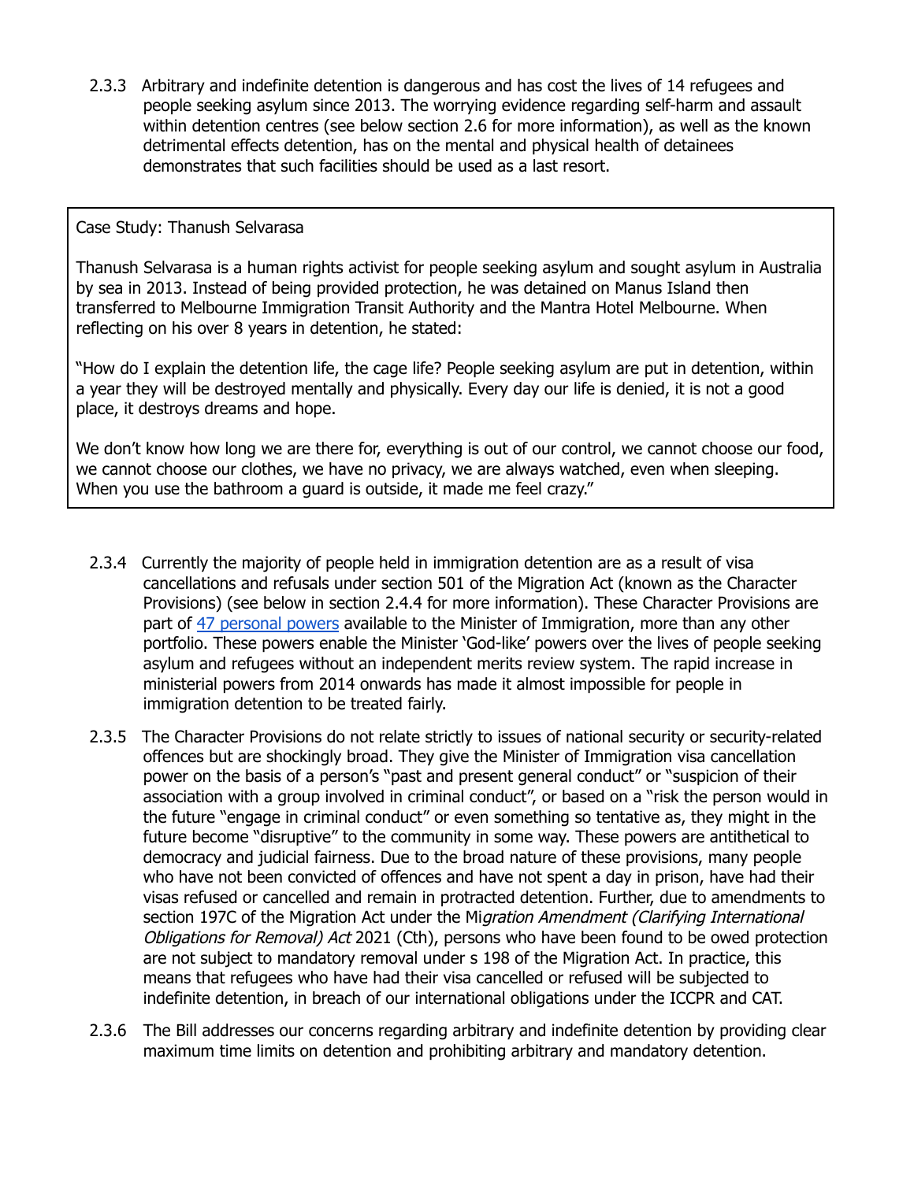2.3.3 Arbitrary and indefinite detention is dangerous and has cost the lives of 14 refugees and people seeking asylum since 2013. The worrying evidence regarding self-harm and assault within detention centres (see below section 2.6 for more information), as well as the known detrimental effects detention, has on the mental and physical health of detainees demonstrates that such facilities should be used as a last resort.

> Case Study: Thanush Selvarasa
>
> Thanush Selvarasa is a human rights activist for people seeking asylum and sought asylum in Australia by sea in 2013. Instead of being provided protection, he was detained on Manus Island then transferred to Melbourne Immigration Transit Authority and the Mantra Hotel Melbourne. When reflecting on his over 8 years in detention, he stated:
>
> "How do I explain the detention life, the cage life? People seeking asylum are put in detention, within a year they will be destroyed mentally and physically. Every day our life is denied, it is not a good place, it destroys dreams and hope.
>
> We don't know how long we are there for, everything is out of our control, we cannot choose our food, we cannot choose our clothes, we have no privacy, we are always watched, even when sleeping. When you use the bathroom a guard is outside, it made me feel crazy."

2.3.4 Currently the majority of people held in immigration detention are as a result of visa cancellations and refusals under section 501 of the Migration Act (known as the Character Provisions) (see below in section 2.4.4 for more information). These Character Provisions are part of 47 personal powers available to the Minister of Immigration, more than any other portfolio. These powers enable the Minister 'God-like' powers over the lives of people seeking asylum and refugees without an independent merits review system. The rapid increase in ministerial powers from 2014 onwards has made it almost impossible for people in immigration detention to be treated fairly.

2.3.5 The Character Provisions do not relate strictly to issues of national security or security-related offences but are shockingly broad. They give the Minister of Immigration visa cancellation power on the basis of a person's "past and present general conduct" or "suspicion of their association with a group involved in criminal conduct", or based on a "risk the person would in the future "engage in criminal conduct" or even something so tentative as, they might in the future become "disruptive" to the community in some way. These powers are antithetical to democracy and judicial fairness. Due to the broad nature of these provisions, many people who have not been convicted of offences and have not spent a day in prison, have had their visas refused or cancelled and remain in protracted detention. Further, due to amendments to section 197C of the Migration Act under the *Migration Amendment (Clarifying International Obligations for Removal) Act* 2021 (Cth), persons who have been found to be owed protection are not subject to mandatory removal under s 198 of the Migration Act. In practice, this means that refugees who have had their visa cancelled or refused will be subjected to indefinite detention, in breach of our international obligations under the ICCPR and CAT.

2.3.6 The Bill addresses our concerns regarding arbitrary and indefinite detention by providing clear maximum time limits on detention and prohibiting arbitrary and mandatory detention.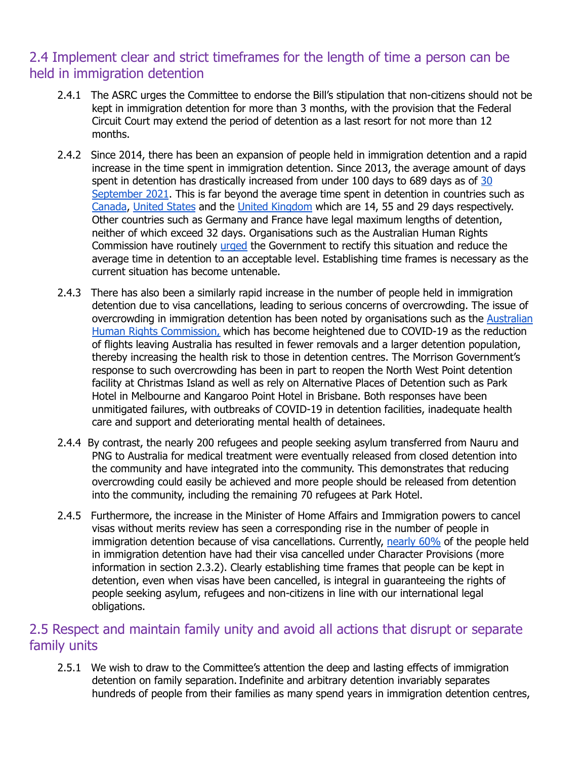## 2.4 Implement clear and strict timeframes for the length of time a person can be held in immigration detention

2.4.1 The ASRC urges the Committee to endorse the Bill's stipulation that non-citizens should not be kept in immigration detention for more than 3 months, with the provision that the Federal Circuit Court may extend the period of detention as a last resort for not more than 12 months.

2.4.2 Since 2014, there has been an expansion of people held in immigration detention and a rapid increase in the time spent in immigration detention. Since 2013, the average amount of days spent in detention has drastically increased from under 100 days to 689 days as of 30 September 2021. This is far beyond the average time spent in detention in countries such as Canada, United States and the United Kingdom which are 14, 55 and 29 days respectively. Other countries such as Germany and France have legal maximum lengths of detention, neither of which exceed 32 days. Organisations such as the Australian Human Rights Commission have routinely urged the Government to rectify this situation and reduce the average time in detention to an acceptable level. Establishing time frames is necessary as the current situation has become untenable.

2.4.3 There has also been a similarly rapid increase in the number of people held in immigration detention due to visa cancellations, leading to serious concerns of overcrowding. The issue of overcrowding in immigration detention has been noted by organisations such as the Australian Human Rights Commission, which has become heightened due to COVID-19 as the reduction of flights leaving Australia has resulted in fewer removals and a larger detention population, thereby increasing the health risk to those in detention centres. The Morrison Government's response to such overcrowding has been in part to reopen the North West Point detention facility at Christmas Island as well as rely on Alternative Places of Detention such as Park Hotel in Melbourne and Kangaroo Point Hotel in Brisbane. Both responses have been unmitigated failures, with outbreaks of COVID-19 in detention facilities, inadequate health care and support and deteriorating mental health of detainees.

2.4.4 By contrast, the nearly 200 refugees and people seeking asylum transferred from Nauru and PNG to Australia for medical treatment were eventually released from closed detention into the community and have integrated into the community. This demonstrates that reducing overcrowding could easily be achieved and more people should be released from detention into the community, including the remaining 70 refugees at Park Hotel.

2.4.5 Furthermore, the increase in the Minister of Home Affairs and Immigration powers to cancel visas without merits review has seen a corresponding rise in the number of people in immigration detention because of visa cancellations. Currently, nearly 60% of the people held in immigration detention have had their visa cancelled under Character Provisions (more information in section 2.3.2). Clearly establishing time frames that people can be kept in detention, even when visas have been cancelled, is integral in guaranteeing the rights of people seeking asylum, refugees and non-citizens in line with our international legal obligations.

## 2.5 Respect and maintain family unity and avoid all actions that disrupt or separate family units

2.5.1 We wish to draw to the Committee's attention the deep and lasting effects of immigration detention on family separation. Indefinite and arbitrary detention invariably separates hundreds of people from their families as many spend years in immigration detention centres,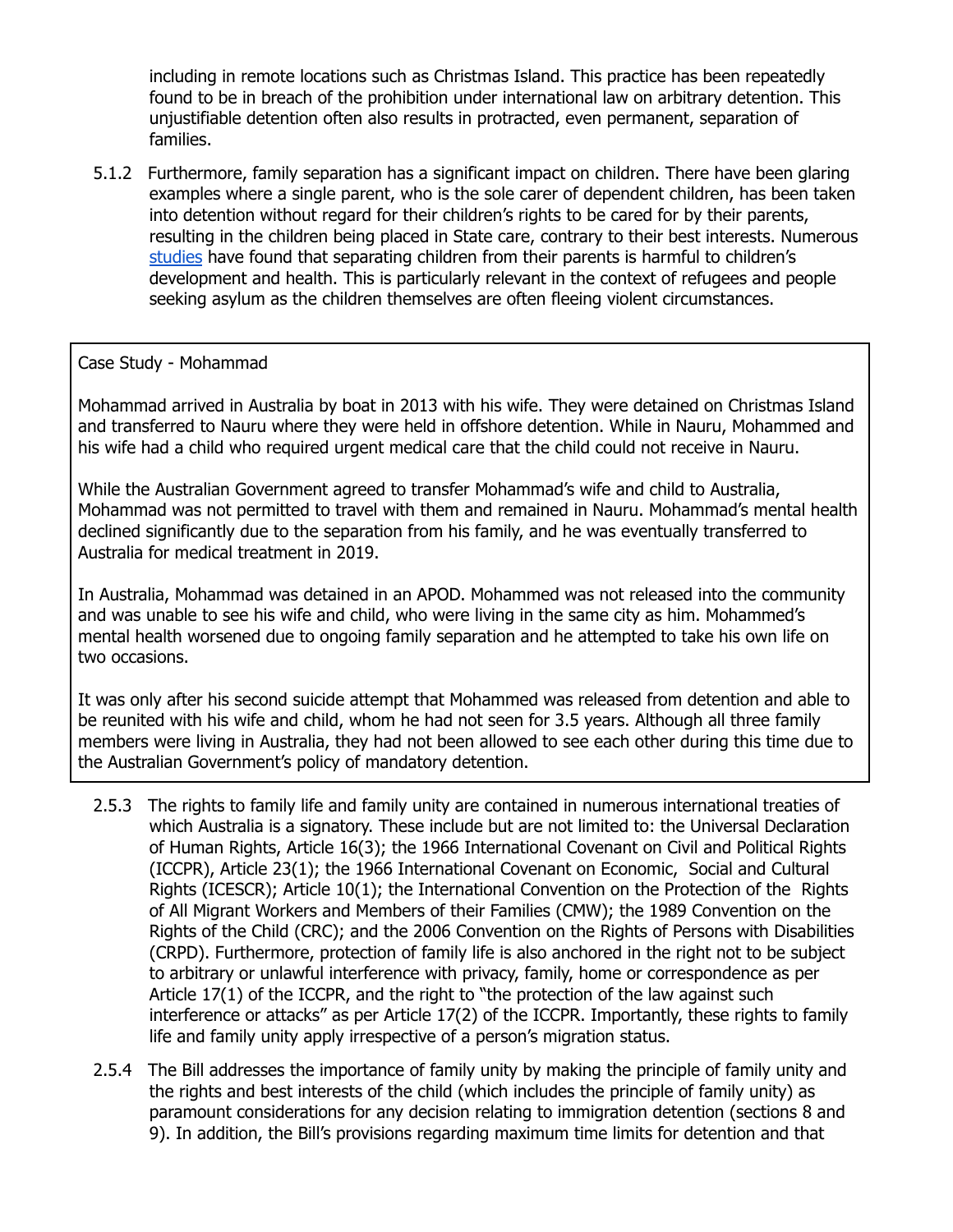including in remote locations such as Christmas Island. This practice has been repeatedly found to be in breach of the prohibition under international law on arbitrary detention. This unjustifiable detention often also results in protracted, even permanent, separation of families.

5.1.2 Furthermore, family separation has a significant impact on children. There have been glaring examples where a single parent, who is the sole carer of dependent children, has been taken into detention without regard for their children's rights to be cared for by their parents, resulting in the children being placed in State care, contrary to their best interests. Numerous studies have found that separating children from their parents is harmful to children's development and health. This is particularly relevant in the context of refugees and people seeking asylum as the children themselves are often fleeing violent circumstances.

> Case Study - Mohammad
>
> Mohammad arrived in Australia by boat in 2013 with his wife. They were detained on Christmas Island and transferred to Nauru where they were held in offshore detention. While in Nauru, Mohammed and his wife had a child who required urgent medical care that the child could not receive in Nauru.
>
> While the Australian Government agreed to transfer Mohammad's wife and child to Australia, Mohammad was not permitted to travel with them and remained in Nauru. Mohammad's mental health declined significantly due to the separation from his family, and he was eventually transferred to Australia for medical treatment in 2019.
>
> In Australia, Mohammad was detained in an APOD. Mohammed was not released into the community and was unable to see his wife and child, who were living in the same city as him. Mohammed's mental health worsened due to ongoing family separation and he attempted to take his own life on two occasions.
>
> It was only after his second suicide attempt that Mohammed was released from detention and able to be reunited with his wife and child, whom he had not seen for 3.5 years. Although all three family members were living in Australia, they had not been allowed to see each other during this time due to the Australian Government's policy of mandatory detention.

2.5.3 The rights to family life and family unity are contained in numerous international treaties of which Australia is a signatory. These include but are not limited to: the Universal Declaration of Human Rights, Article 16(3); the 1966 International Covenant on Civil and Political Rights (ICCPR), Article 23(1); the 1966 International Covenant on Economic, Social and Cultural Rights (ICESCR); Article 10(1); the International Convention on the Protection of the Rights of All Migrant Workers and Members of their Families (CMW); the 1989 Convention on the Rights of the Child (CRC); and the 2006 Convention on the Rights of Persons with Disabilities (CRPD). Furthermore, protection of family life is also anchored in the right not to be subject to arbitrary or unlawful interference with privacy, family, home or correspondence as per Article 17(1) of the ICCPR, and the right to "the protection of the law against such interference or attacks" as per Article 17(2) of the ICCPR. Importantly, these rights to family life and family unity apply irrespective of a person's migration status.

2.5.4 The Bill addresses the importance of family unity by making the principle of family unity and the rights and best interests of the child (which includes the principle of family unity) as paramount considerations for any decision relating to immigration detention (sections 8 and 9). In addition, the Bill's provisions regarding maximum time limits for detention and that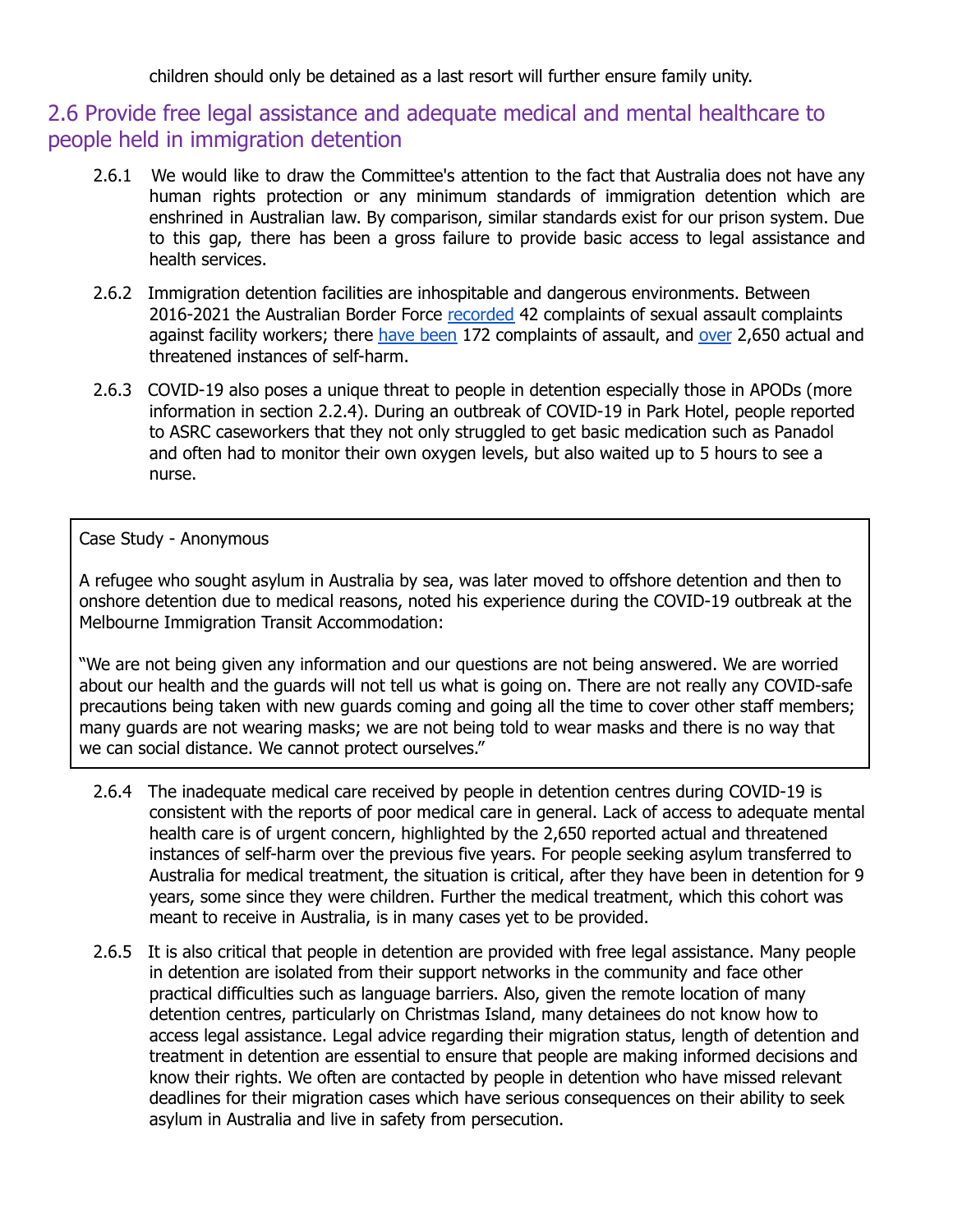children should only be detained as a last resort will further ensure family unity.

## 2.6 Provide free legal assistance and adequate medical and mental healthcare to people held in immigration detention

2.6.1 We would like to draw the Committee's attention to the fact that Australia does not have any human rights protection or any minimum standards of immigration detention which are enshrined in Australian law. By comparison, similar standards exist for our prison system. Due to this gap, there has been a gross failure to provide basic access to legal assistance and health services.

2.6.2 Immigration detention facilities are inhospitable and dangerous environments. Between 2016-2021 the Australian Border Force recorded 42 complaints of sexual assault complaints against facility workers; there have been 172 complaints of assault, and over 2,650 actual and threatened instances of self-harm.

2.6.3 COVID-19 also poses a unique threat to people in detention especially those in APODs (more information in section 2.2.4). During an outbreak of COVID-19 in Park Hotel, people reported to ASRC caseworkers that they not only struggled to get basic medication such as Panadol and often had to monitor their own oxygen levels, but also waited up to 5 hours to see a nurse.

> Case Study - Anonymous
>
> A refugee who sought asylum in Australia by sea, was later moved to offshore detention and then to onshore detention due to medical reasons, noted his experience during the COVID-19 outbreak at the Melbourne Immigration Transit Accommodation:
>
> "We are not being given any information and our questions are not being answered. We are worried about our health and the guards will not tell us what is going on. There are not really any COVID-safe precautions being taken with new guards coming and going all the time to cover other staff members; many guards are not wearing masks; we are not being told to wear masks and there is no way that we can social distance. We cannot protect ourselves."

2.6.4 The inadequate medical care received by people in detention centres during COVID-19 is consistent with the reports of poor medical care in general. Lack of access to adequate mental health care is of urgent concern, highlighted by the 2,650 reported actual and threatened instances of self-harm over the previous five years. For people seeking asylum transferred to Australia for medical treatment, the situation is critical, after they have been in detention for 9 years, some since they were children. Further the medical treatment, which this cohort was meant to receive in Australia, is in many cases yet to be provided.

2.6.5 It is also critical that people in detention are provided with free legal assistance. Many people in detention are isolated from their support networks in the community and face other practical difficulties such as language barriers. Also, given the remote location of many detention centres, particularly on Christmas Island, many detainees do not know how to access legal assistance. Legal advice regarding their migration status, length of detention and treatment in detention are essential to ensure that people are making informed decisions and know their rights. We often are contacted by people in detention who have missed relevant deadlines for their migration cases which have serious consequences on their ability to seek asylum in Australia and live in safety from persecution.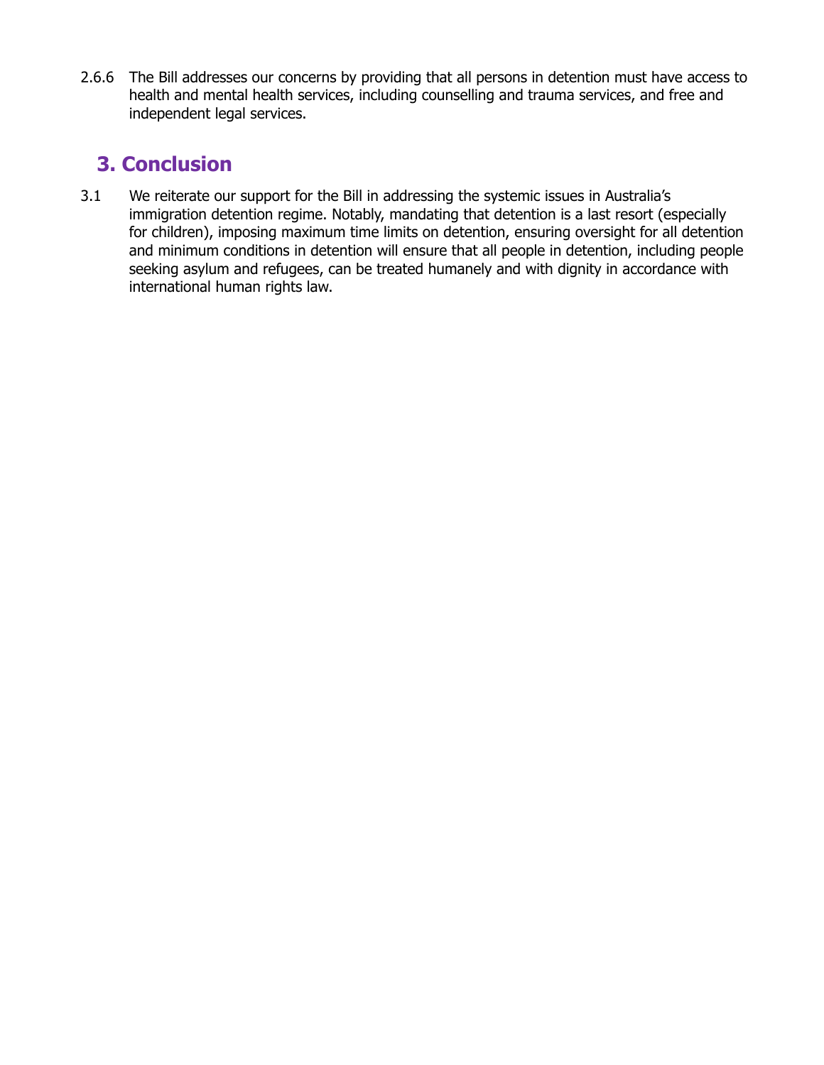2.6.6 The Bill addresses our concerns by providing that all persons in detention must have access to health and mental health services, including counselling and trauma services, and free and independent legal services.

## 3. Conclusion

3.1 We reiterate our support for the Bill in addressing the systemic issues in Australia's immigration detention regime. Notably, mandating that detention is a last resort (especially for children), imposing maximum time limits on detention, ensuring oversight for all detention and minimum conditions in detention will ensure that all people in detention, including people seeking asylum and refugees, can be treated humanely and with dignity in accordance with international human rights law.